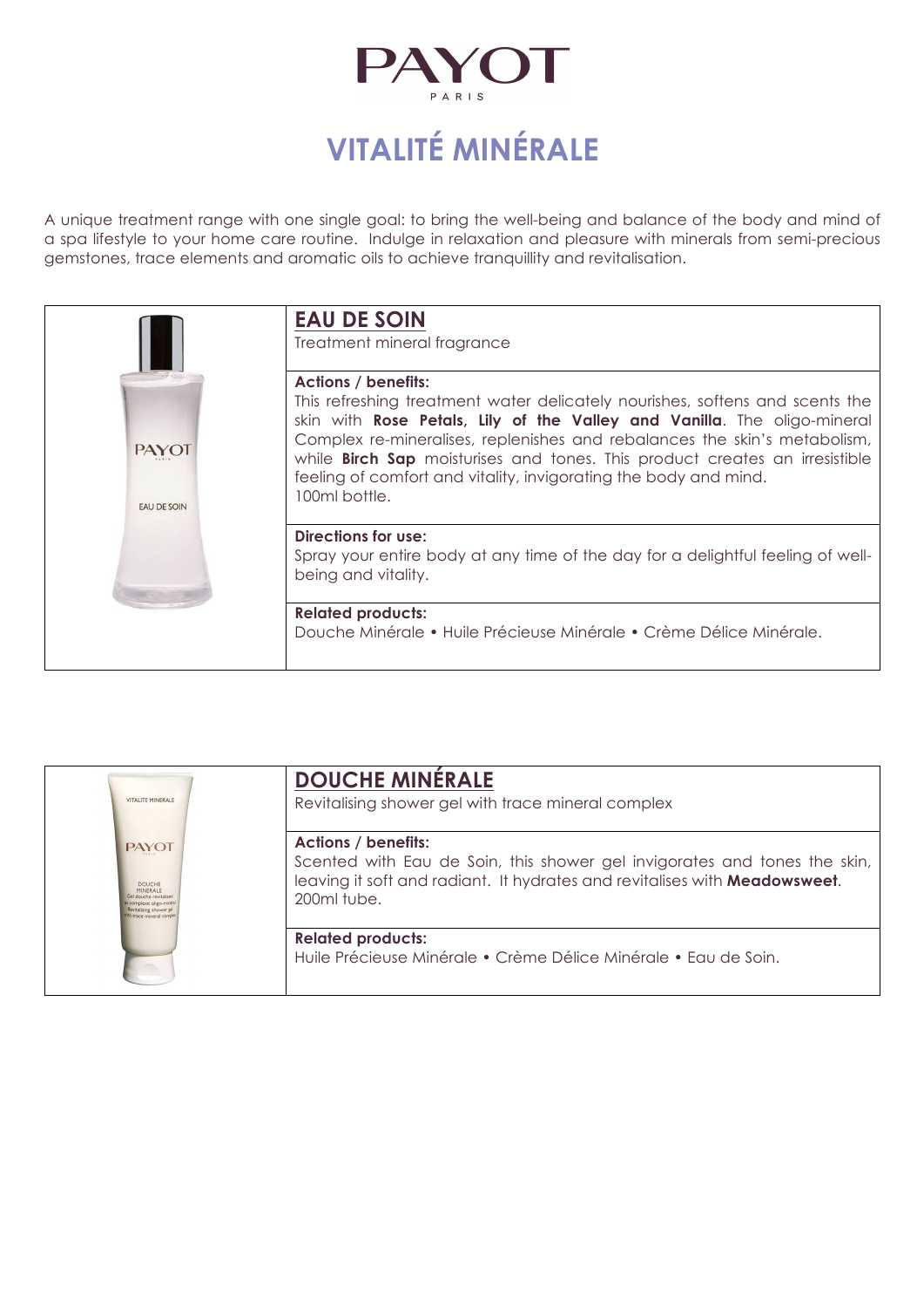# PAYOT

PARIS

# VITALITÉ MINÉRALE

A unique treatment range with one single goal: to bring the well-being and balance of the body and mind of a spa lifestyle to your home care routine. Indulge in relaxation and pleasure with minerals from semi-precious gemstones, trace elements and aromatic oils to achieve tranquillity and revitalisation.

## EAU DE SOIN

Treatment mineral fragrance

**Actions / benefits:**
This refreshing treatment water delicately nourishes, softens and scents the skin with **Rose Petals, Lily of the Valley and Vanilla**. The oligo-mineral Complex re-mineralises, replenishes and rebalances the skin's metabolism, while **Birch Sap** moisturises and tones. This product creates an irresistible feeling of comfort and vitality, invigorating the body and mind.
100ml bottle.

**Directions for use:**
Spray your entire body at any time of the day for a delightful feeling of well-being and vitality.

**Related products:**
Douche Minérale • Huile Précieuse Minérale • Crème Délice Minérale.

## DOUCHE MINÉRALE

Revitalising shower gel with trace mineral complex

**Actions / benefits:**
Scented with Eau de Soin, this shower gel invigorates and tones the skin, leaving it soft and radiant. It hydrates and revitalises with **Meadowsweet**.
200ml tube.

**Related products:**
Huile Précieuse Minérale • Crème Délice Minérale • Eau de Soin.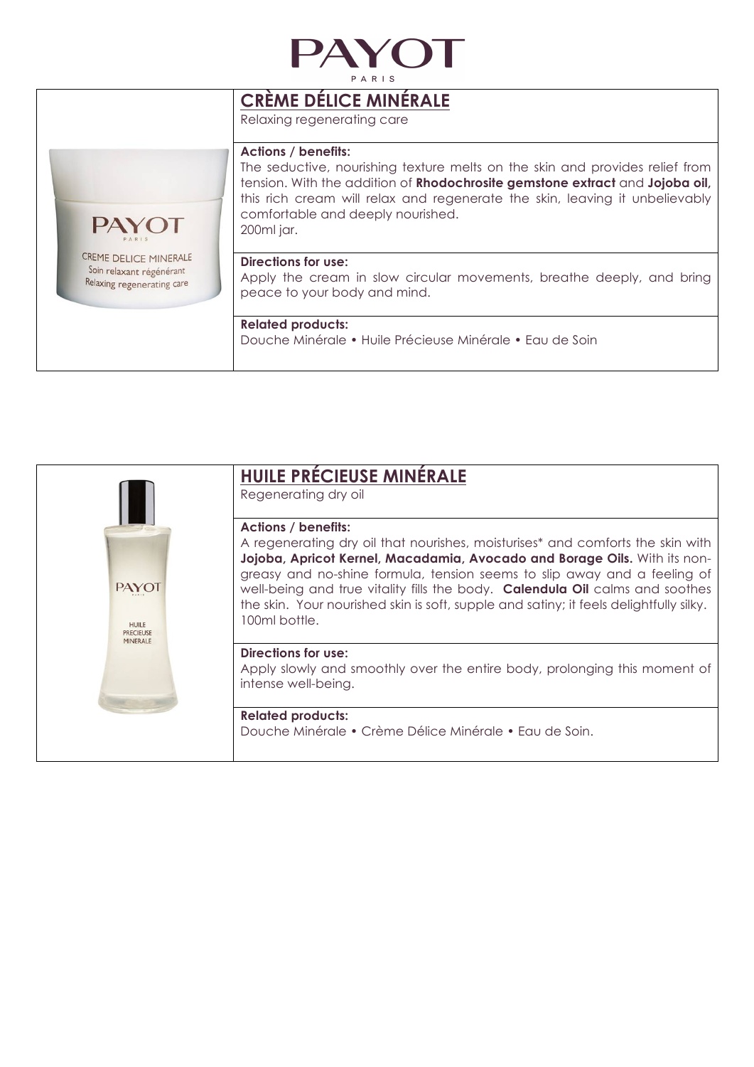# PAYOT

PARIS

## CRÈME DÉLICE MINÉRALE

Relaxing regenerating care

**Actions / benefits:**

The seductive, nourishing texture melts on the skin and provides relief from tension. With the addition of **Rhodochrosite gemstone extract** and **Jojoba oil,** this rich cream will relax and regenerate the skin, leaving it unbelievably comfortable and deeply nourished.
200ml jar.

**Directions for use:**

Apply the cream in slow circular movements, breathe deeply, and bring peace to your body and mind.

**Related products:**

Douche Minérale • Huile Précieuse Minérale • Eau de Soin

## HUILE PRÉCIEUSE MINÉRALE

Regenerating dry oil

**Actions / benefits:**

A regenerating dry oil that nourishes, moisturises* and comforts the skin with **Jojoba, Apricot Kernel, Macadamia, Avocado and Borage Oils.** With its non-greasy and no-shine formula, tension seems to slip away and a feeling of well-being and true vitality fills the body. **Calendula Oil** calms and soothes the skin. Your nourished skin is soft, supple and satiny; it feels delightfully silky.
100ml bottle.

**Directions for use:**

Apply slowly and smoothly over the entire body, prolonging this moment of intense well-being.

**Related products:**

Douche Minérale • Crème Délice Minérale • Eau de Soin.